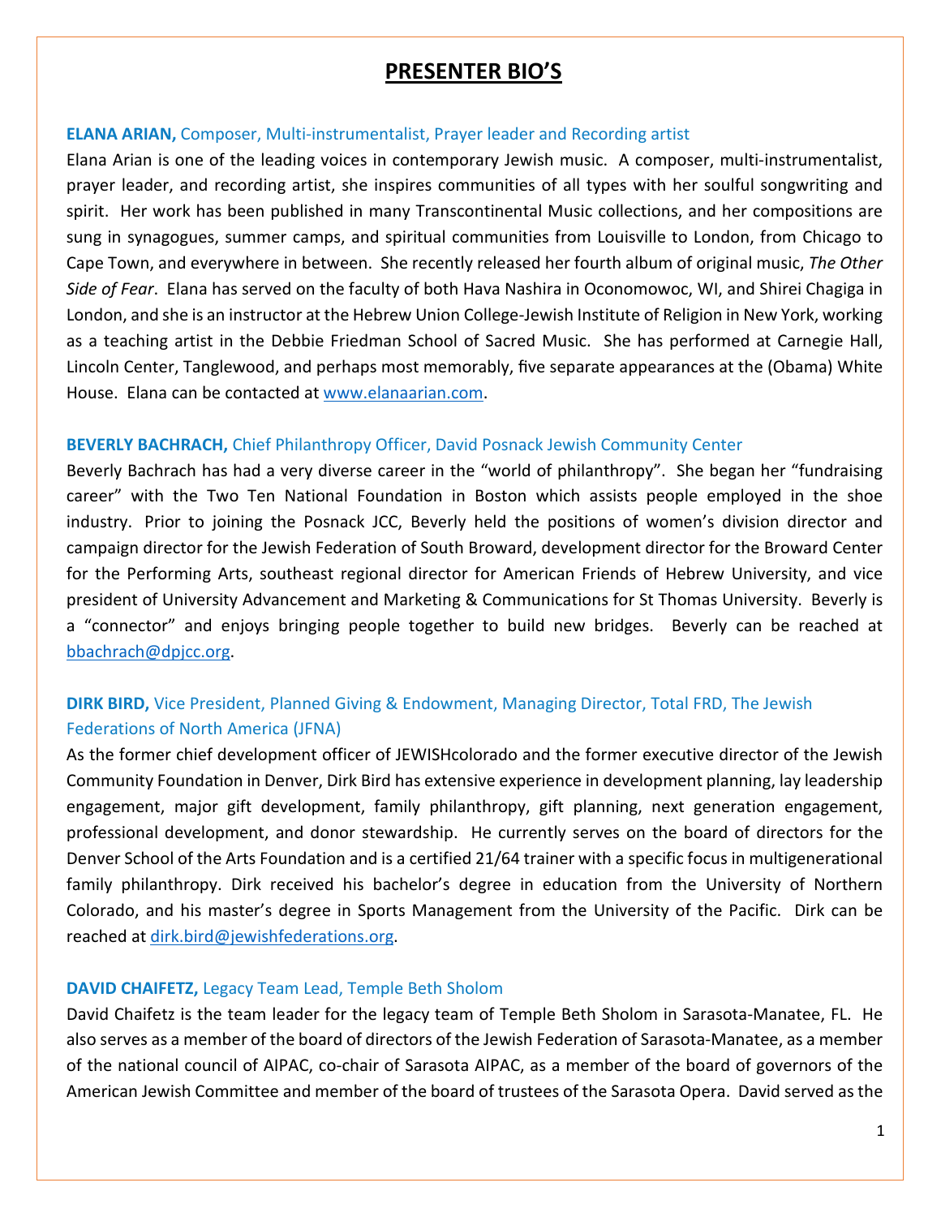# PRESENTER BIO'S

**ELANA ARIAN,** Composer, Multi-instrumentalist, Prayer leader and Recording artist

Elana Arian is one of the leading voices in contemporary Jewish music. A composer, multi-instrumentalist, prayer leader, and recording artist, she inspires communities of all types with her soulful songwriting and spirit. Her work has been published in many Transcontinental Music collections, and her compositions are sung in synagogues, summer camps, and spiritual communities from Louisville to London, from Chicago to Cape Town, and everywhere in between. She recently released her fourth album of original music, *The Other Side of Fear*. Elana has served on the faculty of both Hava Nashira in Oconomowoc, WI, and Shirei Chagiga in London, and she is an instructor at the Hebrew Union College-Jewish Institute of Religion in New York, working as a teaching artist in the Debbie Friedman School of Sacred Music. She has performed at Carnegie Hall, Lincoln Center, Tanglewood, and perhaps most memorably, five separate appearances at the (Obama) White House. Elana can be contacted at www.elanaarian.com.

**BEVERLY BACHRACH,** Chief Philanthropy Officer, David Posnack Jewish Community Center

Beverly Bachrach has had a very diverse career in the "world of philanthropy". She began her "fundraising career" with the Two Ten National Foundation in Boston which assists people employed in the shoe industry. Prior to joining the Posnack JCC, Beverly held the positions of women's division director and campaign director for the Jewish Federation of South Broward, development director for the Broward Center for the Performing Arts, southeast regional director for American Friends of Hebrew University, and vice president of University Advancement and Marketing & Communications for St Thomas University. Beverly is a "connector" and enjoys bringing people together to build new bridges. Beverly can be reached at bbachrach@dpjcc.org.

**DIRK BIRD,** Vice President, Planned Giving & Endowment, Managing Director, Total FRD, The Jewish Federations of North America (JFNA)

As the former chief development officer of JEWISHcolorado and the former executive director of the Jewish Community Foundation in Denver, Dirk Bird has extensive experience in development planning, lay leadership engagement, major gift development, family philanthropy, gift planning, next generation engagement, professional development, and donor stewardship. He currently serves on the board of directors for the Denver School of the Arts Foundation and is a certified 21/64 trainer with a specific focus in multigenerational family philanthropy. Dirk received his bachelor's degree in education from the University of Northern Colorado, and his master's degree in Sports Management from the University of the Pacific. Dirk can be reached at dirk.bird@jewishfederations.org.

**DAVID CHAIFETZ,** Legacy Team Lead, Temple Beth Sholom

David Chaifetz is the team leader for the legacy team of Temple Beth Sholom in Sarasota-Manatee, FL. He also serves as a member of the board of directors of the Jewish Federation of Sarasota-Manatee, as a member of the national council of AIPAC, co-chair of Sarasota AIPAC, as a member of the board of governors of the American Jewish Committee and member of the board of trustees of the Sarasota Opera. David served as the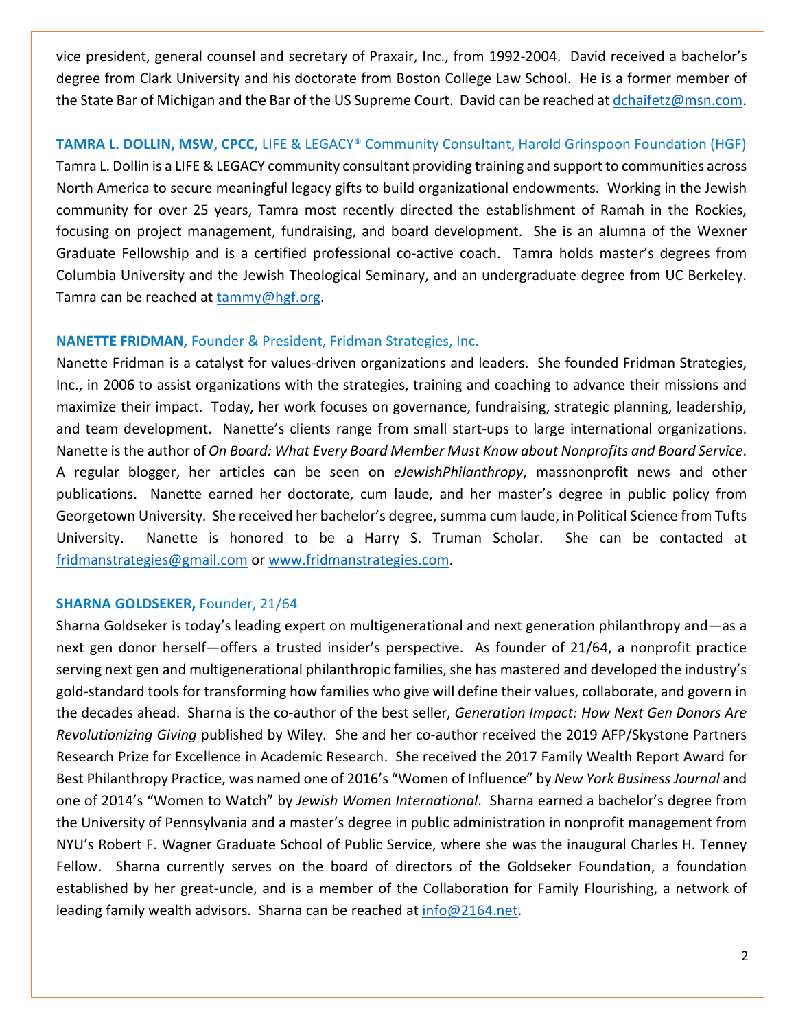vice president, general counsel and secretary of Praxair, Inc., from 1992-2004. David received a bachelor's degree from Clark University and his doctorate from Boston College Law School. He is a former member of the State Bar of Michigan and the Bar of the US Supreme Court. David can be reached at dchaifetz@msn.com.

**TAMRA L. DOLLIN, MSW, CPCC,** LIFE & LEGACY® Community Consultant, Harold Grinspoon Foundation (HGF)
Tamra L. Dollin is a LIFE & LEGACY community consultant providing training and support to communities across North America to secure meaningful legacy gifts to build organizational endowments. Working in the Jewish community for over 25 years, Tamra most recently directed the establishment of Ramah in the Rockies, focusing on project management, fundraising, and board development. She is an alumna of the Wexner Graduate Fellowship and is a certified professional co-active coach. Tamra holds master's degrees from Columbia University and the Jewish Theological Seminary, and an undergraduate degree from UC Berkeley. Tamra can be reached at tammy@hgf.org.

**NANETTE FRIDMAN,** Founder & President, Fridman Strategies, Inc.
Nanette Fridman is a catalyst for values-driven organizations and leaders. She founded Fridman Strategies, Inc., in 2006 to assist organizations with the strategies, training and coaching to advance their missions and maximize their impact. Today, her work focuses on governance, fundraising, strategic planning, leadership, and team development. Nanette's clients range from small start-ups to large international organizations. Nanette is the author of *On Board: What Every Board Member Must Know about Nonprofits and Board Service*. A regular blogger, her articles can be seen on *eJewishPhilanthropy*, massnonprofit news and other publications. Nanette earned her doctorate, cum laude, and her master's degree in public policy from Georgetown University. She received her bachelor's degree, summa cum laude, in Political Science from Tufts University. Nanette is honored to be a Harry S. Truman Scholar. She can be contacted at fridmanstrategies@gmail.com or www.fridmanstrategies.com.

**SHARNA GOLDSEKER,** Founder, 21/64
Sharna Goldseker is today's leading expert on multigenerational and next generation philanthropy and—as a next gen donor herself—offers a trusted insider's perspective. As founder of 21/64, a nonprofit practice serving next gen and multigenerational philanthropic families, she has mastered and developed the industry's gold-standard tools for transforming how families who give will define their values, collaborate, and govern in the decades ahead. Sharna is the co-author of the best seller, *Generation Impact: How Next Gen Donors Are Revolutionizing Giving* published by Wiley. She and her co-author received the 2019 AFP/Skystone Partners Research Prize for Excellence in Academic Research. She received the 2017 Family Wealth Report Award for Best Philanthropy Practice, was named one of 2016's "Women of Influence" by *New York Business Journal* and one of 2014's "Women to Watch" by *Jewish Women International*. Sharna earned a bachelor's degree from the University of Pennsylvania and a master's degree in public administration in nonprofit management from NYU's Robert F. Wagner Graduate School of Public Service, where she was the inaugural Charles H. Tenney Fellow. Sharna currently serves on the board of directors of the Goldseker Foundation, a foundation established by her great-uncle, and is a member of the Collaboration for Family Flourishing, a network of leading family wealth advisors. Sharna can be reached at info@2164.net.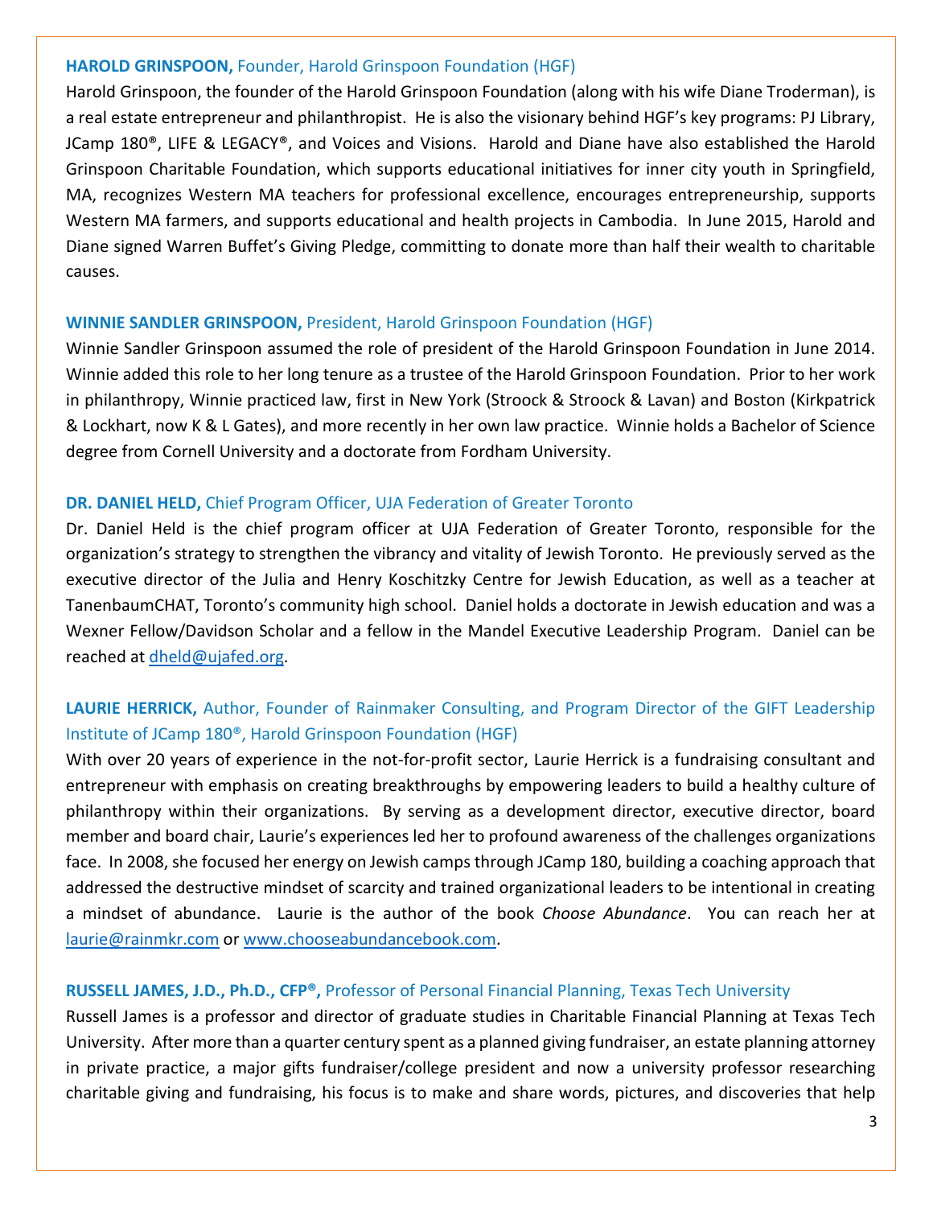**HAROLD GRINSPOON,** Founder, Harold Grinspoon Foundation (HGF)

Harold Grinspoon, the founder of the Harold Grinspoon Foundation (along with his wife Diane Troderman), is a real estate entrepreneur and philanthropist. He is also the visionary behind HGF's key programs: PJ Library, JCamp 180®, LIFE & LEGACY®, and Voices and Visions. Harold and Diane have also established the Harold Grinspoon Charitable Foundation, which supports educational initiatives for inner city youth in Springfield, MA, recognizes Western MA teachers for professional excellence, encourages entrepreneurship, supports Western MA farmers, and supports educational and health projects in Cambodia. In June 2015, Harold and Diane signed Warren Buffet's Giving Pledge, committing to donate more than half their wealth to charitable causes.

**WINNIE SANDLER GRINSPOON,** President, Harold Grinspoon Foundation (HGF)

Winnie Sandler Grinspoon assumed the role of president of the Harold Grinspoon Foundation in June 2014. Winnie added this role to her long tenure as a trustee of the Harold Grinspoon Foundation. Prior to her work in philanthropy, Winnie practiced law, first in New York (Stroock & Stroock & Lavan) and Boston (Kirkpatrick & Lockhart, now K & L Gates), and more recently in her own law practice. Winnie holds a Bachelor of Science degree from Cornell University and a doctorate from Fordham University.

**DR. DANIEL HELD,** Chief Program Officer, UJA Federation of Greater Toronto

Dr. Daniel Held is the chief program officer at UJA Federation of Greater Toronto, responsible for the organization's strategy to strengthen the vibrancy and vitality of Jewish Toronto. He previously served as the executive director of the Julia and Henry Koschitzky Centre for Jewish Education, as well as a teacher at TanenbaumCHAT, Toronto's community high school. Daniel holds a doctorate in Jewish education and was a Wexner Fellow/Davidson Scholar and a fellow in the Mandel Executive Leadership Program. Daniel can be reached at dheld@ujafed.org.

**LAURIE HERRICK,** Author, Founder of Rainmaker Consulting, and Program Director of the GIFT Leadership Institute of JCamp 180®, Harold Grinspoon Foundation (HGF)

With over 20 years of experience in the not-for-profit sector, Laurie Herrick is a fundraising consultant and entrepreneur with emphasis on creating breakthroughs by empowering leaders to build a healthy culture of philanthropy within their organizations. By serving as a development director, executive director, board member and board chair, Laurie's experiences led her to profound awareness of the challenges organizations face. In 2008, she focused her energy on Jewish camps through JCamp 180, building a coaching approach that addressed the destructive mindset of scarcity and trained organizational leaders to be intentional in creating a mindset of abundance. Laurie is the author of the book *Choose Abundance*. You can reach her at laurie@rainmkr.com or www.chooseabundancebook.com.

**RUSSELL JAMES, J.D., Ph.D., CFP®,** Professor of Personal Financial Planning, Texas Tech University

Russell James is a professor and director of graduate studies in Charitable Financial Planning at Texas Tech University. After more than a quarter century spent as a planned giving fundraiser, an estate planning attorney in private practice, a major gifts fundraiser/college president and now a university professor researching charitable giving and fundraising, his focus is to make and share words, pictures, and discoveries that help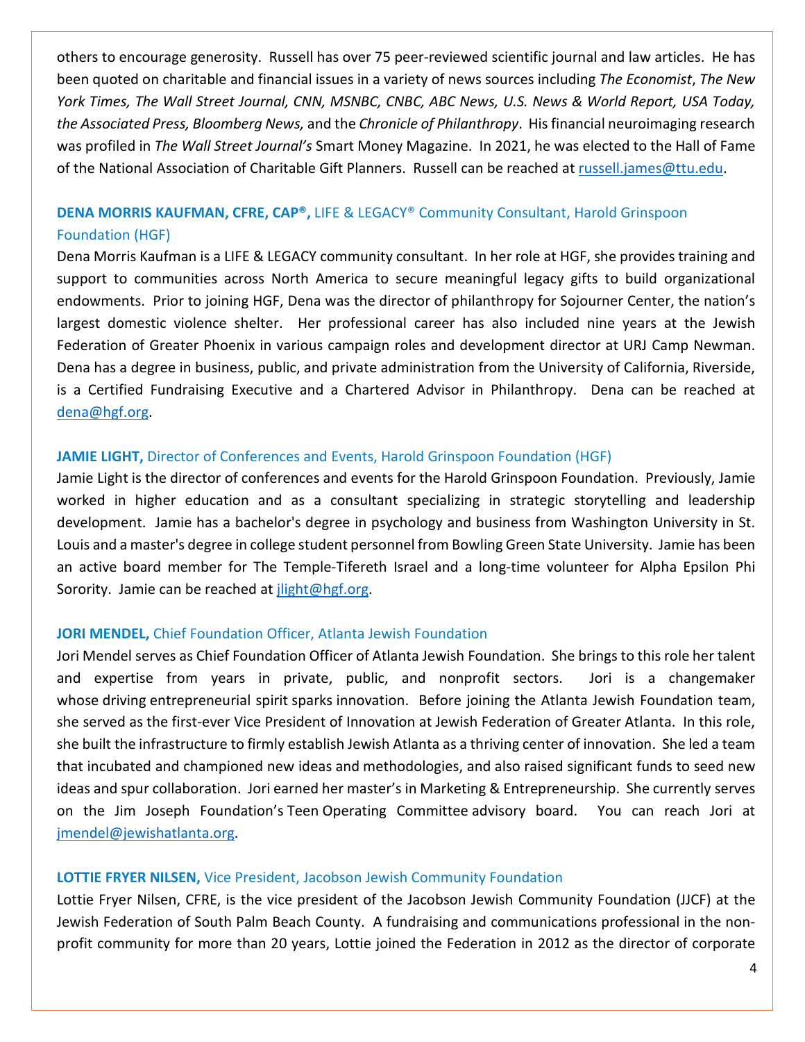others to encourage generosity. Russell has over 75 peer-reviewed scientific journal and law articles. He has been quoted on charitable and financial issues in a variety of news sources including *The Economist*, *The New York Times, The Wall Street Journal, CNN, MSNBC, CNBC, ABC News, U.S. News & World Report, USA Today, the Associated Press, Bloomberg News,* and the *Chronicle of Philanthropy*. His financial neuroimaging research was profiled in *The Wall Street Journal's* Smart Money Magazine. In 2021, he was elected to the Hall of Fame of the National Association of Charitable Gift Planners. Russell can be reached at russell.james@ttu.edu.

**DENA MORRIS KAUFMAN, CFRE, CAP®,** LIFE & LEGACY® Community Consultant, Harold Grinspoon Foundation (HGF)

Dena Morris Kaufman is a LIFE & LEGACY community consultant. In her role at HGF, she provides training and support to communities across North America to secure meaningful legacy gifts to build organizational endowments. Prior to joining HGF, Dena was the director of philanthropy for Sojourner Center, the nation's largest domestic violence shelter. Her professional career has also included nine years at the Jewish Federation of Greater Phoenix in various campaign roles and development director at URJ Camp Newman. Dena has a degree in business, public, and private administration from the University of California, Riverside, is a Certified Fundraising Executive and a Chartered Advisor in Philanthropy. Dena can be reached at dena@hgf.org.

**JAMIE LIGHT,** Director of Conferences and Events, Harold Grinspoon Foundation (HGF)

Jamie Light is the director of conferences and events for the Harold Grinspoon Foundation. Previously, Jamie worked in higher education and as a consultant specializing in strategic storytelling and leadership development. Jamie has a bachelor's degree in psychology and business from Washington University in St. Louis and a master's degree in college student personnel from Bowling Green State University. Jamie has been an active board member for The Temple-Tifereth Israel and a long-time volunteer for Alpha Epsilon Phi Sorority. Jamie can be reached at jlight@hgf.org.

**JORI MENDEL,** Chief Foundation Officer, Atlanta Jewish Foundation

Jori Mendel serves as Chief Foundation Officer of Atlanta Jewish Foundation. She brings to this role her talent and expertise from years in private, public, and nonprofit sectors. Jori is a changemaker whose driving entrepreneurial spirit sparks innovation. Before joining the Atlanta Jewish Foundation team, she served as the first-ever Vice President of Innovation at Jewish Federation of Greater Atlanta. In this role, she built the infrastructure to firmly establish Jewish Atlanta as a thriving center of innovation. She led a team that incubated and championed new ideas and methodologies, and also raised significant funds to seed new ideas and spur collaboration. Jori earned her master's in Marketing & Entrepreneurship. She currently serves on the Jim Joseph Foundation's Teen Operating Committee advisory board. You can reach Jori at jmendel@jewishatlanta.org.

**LOTTIE FRYER NILSEN,** Vice President, Jacobson Jewish Community Foundation

Lottie Fryer Nilsen, CFRE, is the vice president of the Jacobson Jewish Community Foundation (JJCF) at the Jewish Federation of South Palm Beach County. A fundraising and communications professional in the non-profit community for more than 20 years, Lottie joined the Federation in 2012 as the director of corporate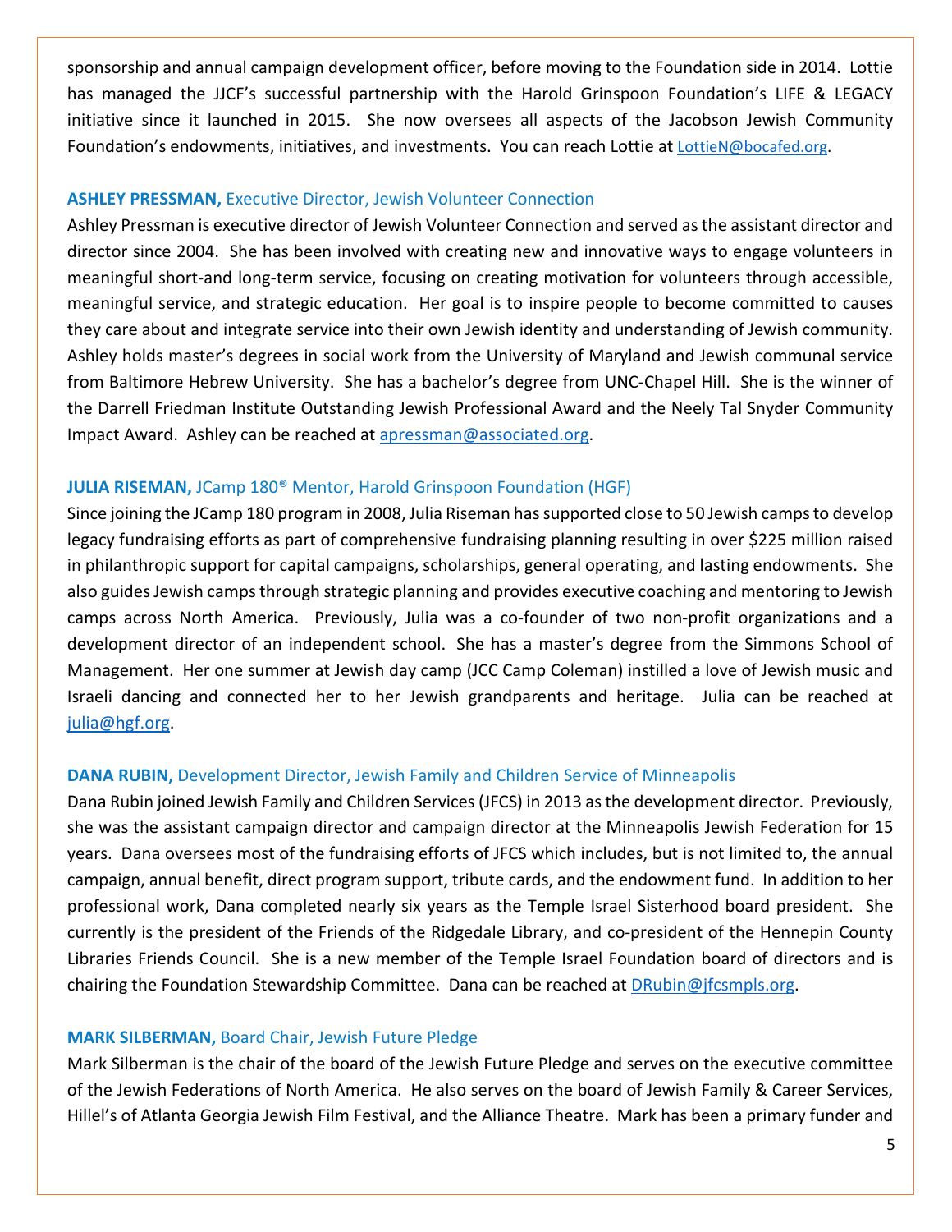sponsorship and annual campaign development officer, before moving to the Foundation side in 2014. Lottie has managed the JJCF's successful partnership with the Harold Grinspoon Foundation's LIFE & LEGACY initiative since it launched in 2015. She now oversees all aspects of the Jacobson Jewish Community Foundation's endowments, initiatives, and investments. You can reach Lottie at LottieN@bocafed.org.

**ASHLEY PRESSMAN,** Executive Director, Jewish Volunteer Connection

Ashley Pressman is executive director of Jewish Volunteer Connection and served as the assistant director and director since 2004. She has been involved with creating new and innovative ways to engage volunteers in meaningful short-and long-term service, focusing on creating motivation for volunteers through accessible, meaningful service, and strategic education. Her goal is to inspire people to become committed to causes they care about and integrate service into their own Jewish identity and understanding of Jewish community. Ashley holds master's degrees in social work from the University of Maryland and Jewish communal service from Baltimore Hebrew University. She has a bachelor's degree from UNC-Chapel Hill. She is the winner of the Darrell Friedman Institute Outstanding Jewish Professional Award and the Neely Tal Snyder Community Impact Award. Ashley can be reached at apressman@associated.org.

**JULIA RISEMAN,** JCamp 180® Mentor, Harold Grinspoon Foundation (HGF)

Since joining the JCamp 180 program in 2008, Julia Riseman has supported close to 50 Jewish camps to develop legacy fundraising efforts as part of comprehensive fundraising planning resulting in over $225 million raised in philanthropic support for capital campaigns, scholarships, general operating, and lasting endowments. She also guides Jewish camps through strategic planning and provides executive coaching and mentoring to Jewish camps across North America. Previously, Julia was a co-founder of two non-profit organizations and a development director of an independent school. She has a master's degree from the Simmons School of Management. Her one summer at Jewish day camp (JCC Camp Coleman) instilled a love of Jewish music and Israeli dancing and connected her to her Jewish grandparents and heritage. Julia can be reached at julia@hgf.org.

**DANA RUBIN,** Development Director, Jewish Family and Children Service of Minneapolis

Dana Rubin joined Jewish Family and Children Services (JFCS) in 2013 as the development director. Previously, she was the assistant campaign director and campaign director at the Minneapolis Jewish Federation for 15 years. Dana oversees most of the fundraising efforts of JFCS which includes, but is not limited to, the annual campaign, annual benefit, direct program support, tribute cards, and the endowment fund. In addition to her professional work, Dana completed nearly six years as the Temple Israel Sisterhood board president. She currently is the president of the Friends of the Ridgedale Library, and co-president of the Hennepin County Libraries Friends Council. She is a new member of the Temple Israel Foundation board of directors and is chairing the Foundation Stewardship Committee. Dana can be reached at DRubin@jfcsmpls.org.

**MARK SILBERMAN,** Board Chair, Jewish Future Pledge

Mark Silberman is the chair of the board of the Jewish Future Pledge and serves on the executive committee of the Jewish Federations of North America. He also serves on the board of Jewish Family & Career Services, Hillel's of Atlanta Georgia Jewish Film Festival, and the Alliance Theatre. Mark has been a primary funder and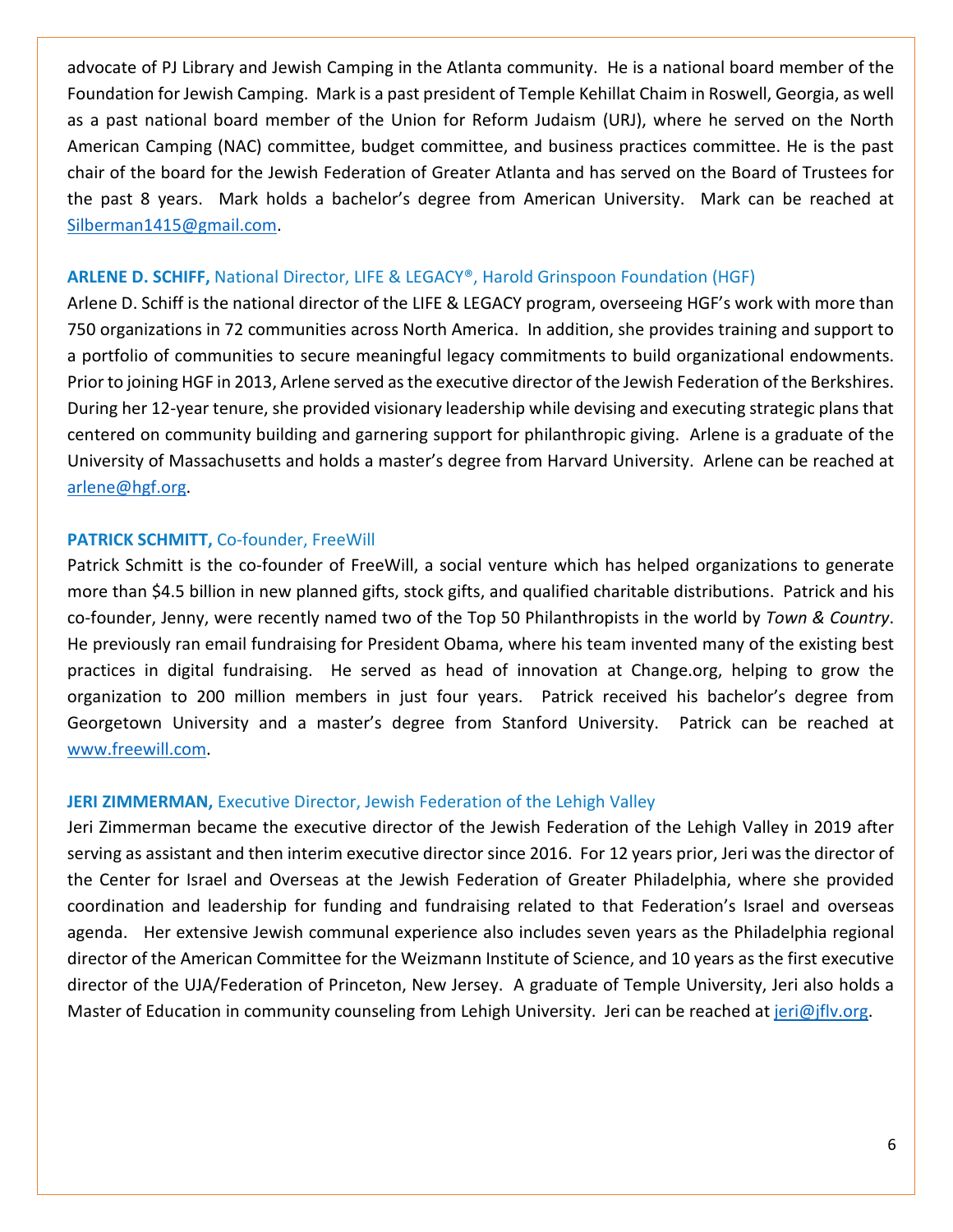advocate of PJ Library and Jewish Camping in the Atlanta community. He is a national board member of the Foundation for Jewish Camping. Mark is a past president of Temple Kehillat Chaim in Roswell, Georgia, as well as a past national board member of the Union for Reform Judaism (URJ), where he served on the North American Camping (NAC) committee, budget committee, and business practices committee. He is the past chair of the board for the Jewish Federation of Greater Atlanta and has served on the Board of Trustees for the past 8 years. Mark holds a bachelor's degree from American University. Mark can be reached at Silberman1415@gmail.com.

**ARLENE D. SCHIFF,** National Director, LIFE & LEGACY®, Harold Grinspoon Foundation (HGF)

Arlene D. Schiff is the national director of the LIFE & LEGACY program, overseeing HGF's work with more than 750 organizations in 72 communities across North America. In addition, she provides training and support to a portfolio of communities to secure meaningful legacy commitments to build organizational endowments. Prior to joining HGF in 2013, Arlene served as the executive director of the Jewish Federation of the Berkshires. During her 12-year tenure, she provided visionary leadership while devising and executing strategic plans that centered on community building and garnering support for philanthropic giving. Arlene is a graduate of the University of Massachusetts and holds a master's degree from Harvard University. Arlene can be reached at arlene@hgf.org.

**PATRICK SCHMITT,** Co-founder, FreeWill

Patrick Schmitt is the co-founder of FreeWill, a social venture which has helped organizations to generate more than $4.5 billion in new planned gifts, stock gifts, and qualified charitable distributions. Patrick and his co-founder, Jenny, were recently named two of the Top 50 Philanthropists in the world by *Town & Country*. He previously ran email fundraising for President Obama, where his team invented many of the existing best practices in digital fundraising. He served as head of innovation at Change.org, helping to grow the organization to 200 million members in just four years. Patrick received his bachelor's degree from Georgetown University and a master's degree from Stanford University. Patrick can be reached at www.freewill.com.

**JERI ZIMMERMAN,** Executive Director, Jewish Federation of the Lehigh Valley

Jeri Zimmerman became the executive director of the Jewish Federation of the Lehigh Valley in 2019 after serving as assistant and then interim executive director since 2016. For 12 years prior, Jeri was the director of the Center for Israel and Overseas at the Jewish Federation of Greater Philadelphia, where she provided coordination and leadership for funding and fundraising related to that Federation's Israel and overseas agenda. Her extensive Jewish communal experience also includes seven years as the Philadelphia regional director of the American Committee for the Weizmann Institute of Science, and 10 years as the first executive director of the UJA/Federation of Princeton, New Jersey. A graduate of Temple University, Jeri also holds a Master of Education in community counseling from Lehigh University. Jeri can be reached at jeri@jflv.org.